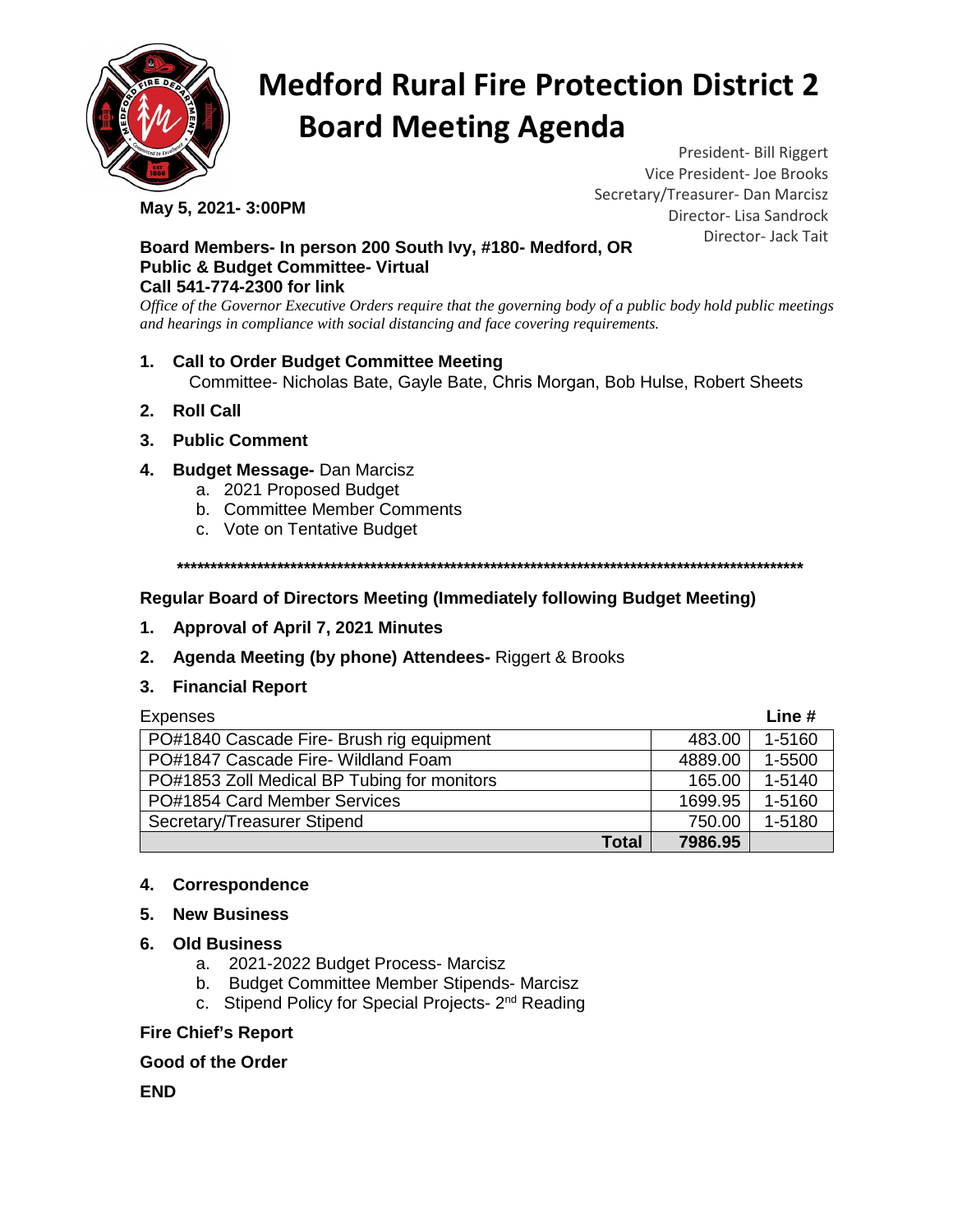# Medford Rural Fire Protection District 2
# Board Meeting Agenda

President- Bill Riggert
Vice President- Joe Brooks
Secretary/Treasurer- Dan Marcisz
Director- Lisa Sandrock
Director- Jack Tait

**May 5, 2021- 3:00PM**

**Board Members- In person 200 South Ivy, #180- Medford, OR**
**Public & Budget Committee- Virtual**
**Call 541-774-2300 for link**

*Office of the Governor Executive Orders require that the governing body of a public body hold public meetings and hearings in compliance with social distancing and face covering requirements.*

1. **Call to Order Budget Committee Meeting**
   Committee- Nicholas Bate, Gayle Bate, Chris Morgan, Bob Hulse, Robert Sheets
2. **Roll Call**
3. **Public Comment**
4. **Budget Message-** Dan Marcisz
   a. 2021 Proposed Budget
   b. Committee Member Comments
   c. Vote on Tentative Budget

****************************************************************************************************

**Regular Board of Directors Meeting (Immediately following Budget Meeting)**

1. **Approval of April 7, 2021 Minutes**
2. **Agenda Meeting (by phone) Attendees-** Riggert & Brooks
3. **Financial Report**

| Expenses | | **Line #** |
|---|---|---|
| PO#1840 Cascade Fire- Brush rig equipment | 483.00 | 1-5160 |
| PO#1847 Cascade Fire- Wildland Foam | 4889.00 | 1-5500 |
| PO#1853 Zoll Medical BP Tubing for monitors | 165.00 | 1-5140 |
| PO#1854 Card Member Services | 1699.95 | 1-5160 |
| Secretary/Treasurer Stipend | 750.00 | 1-5180 |
| **Total** | **7986.95** | |

4. **Correspondence**
5. **New Business**
6. **Old Business**
   a. 2021-2022 Budget Process- Marcisz
   b. Budget Committee Member Stipends- Marcisz
   c. Stipend Policy for Special Projects- 2nd Reading

**Fire Chief's Report**

**Good of the Order**

**END**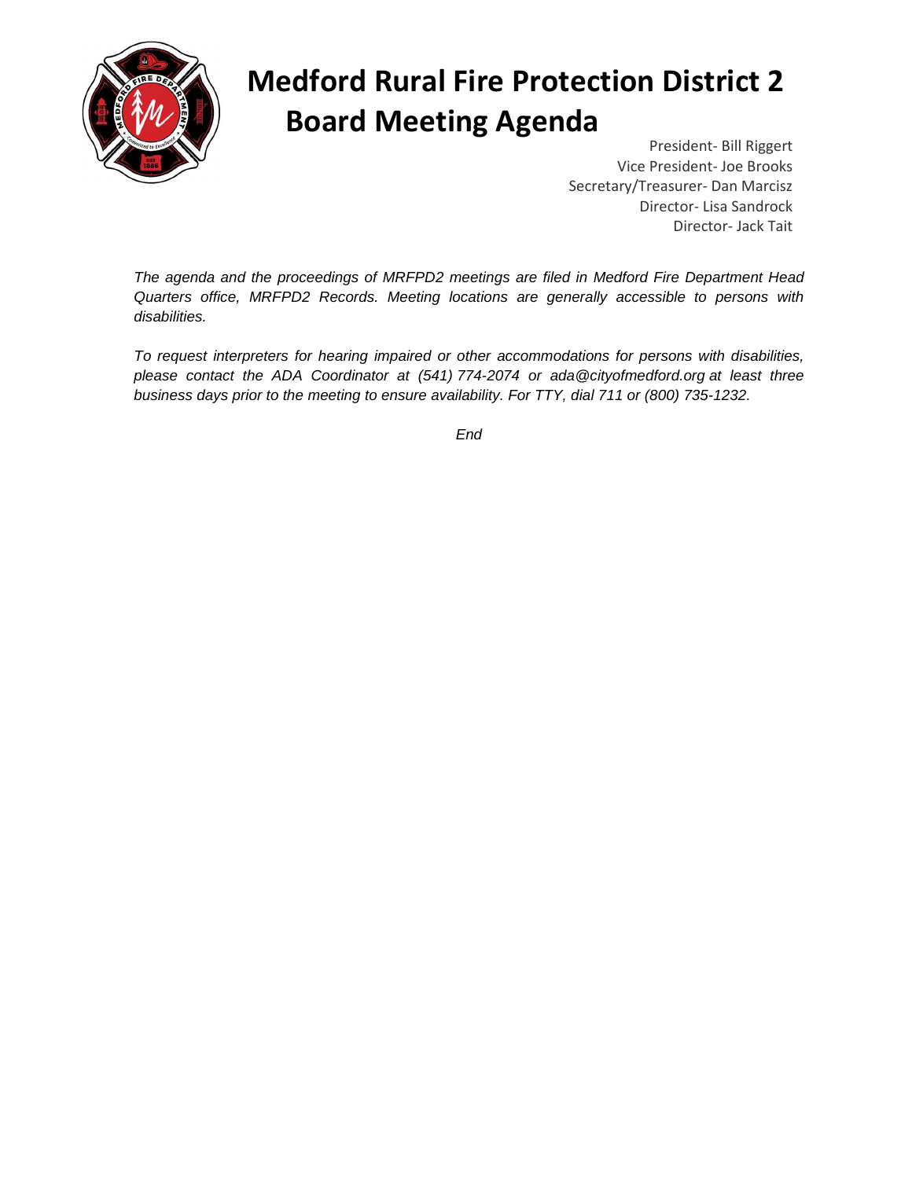# Medford Rural Fire Protection District 2
# Board Meeting Agenda

President- Bill Riggert
Vice President- Joe Brooks
Secretary/Treasurer- Dan Marcisz
Director- Lisa Sandrock
Director- Jack Tait

*The agenda and the proceedings of MRFPD2 meetings are filed in Medford Fire Department Head Quarters office, MRFPD2 Records. Meeting locations are generally accessible to persons with disabilities.*

*To request interpreters for hearing impaired or other accommodations for persons with disabilities, please contact the ADA Coordinator at (541) 774-2074 or ada@cityofmedford.org at least three business days prior to the meeting to ensure availability. For TTY, dial 711 or (800) 735-1232.*

*End*